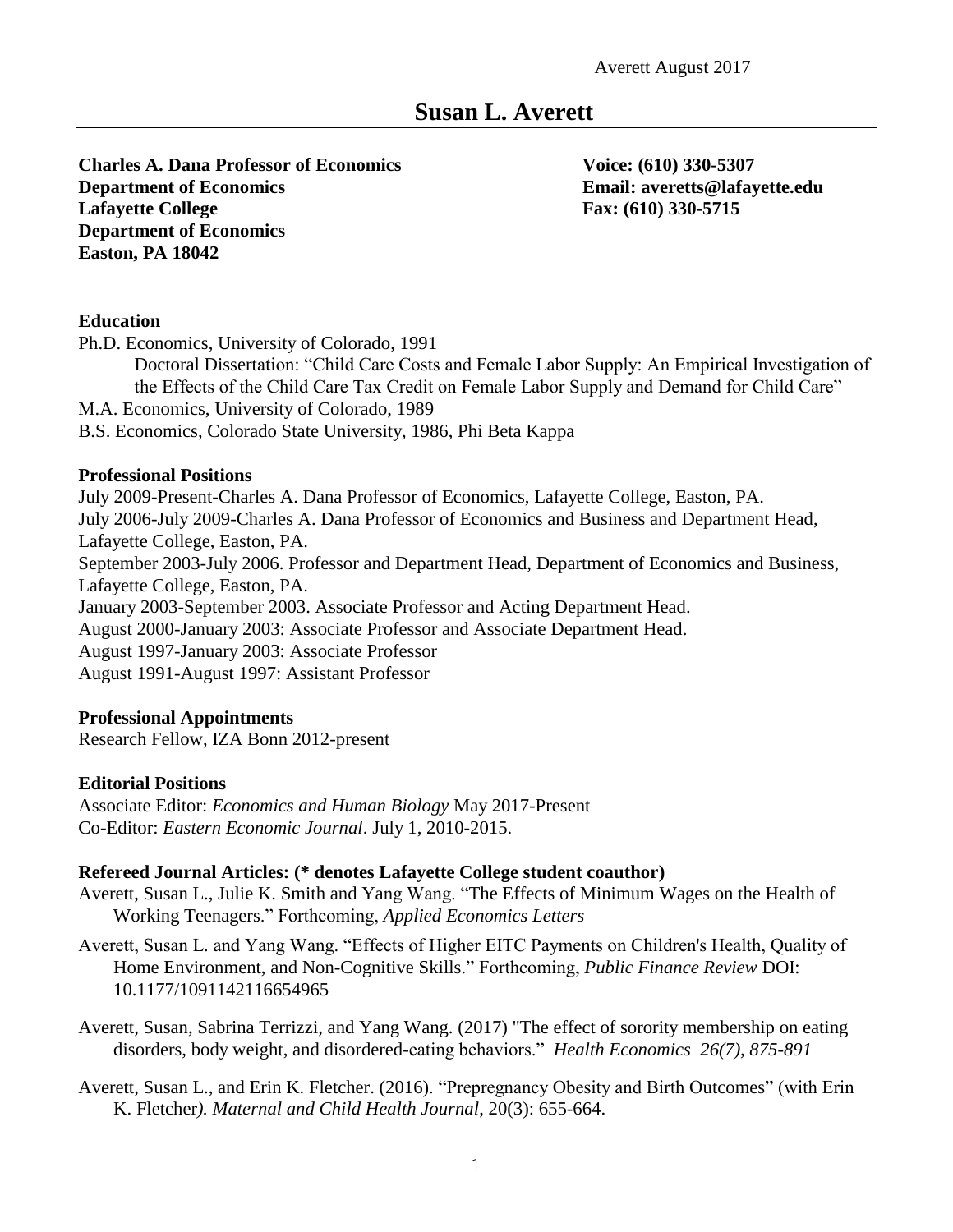# Susan L. Averett

**Charles A. Dana Professor of Economics**
**Department of Economics**
**Lafayette College**
**Department of Economics**
**Easton, PA 18042**

**Voice: (610) 330-5307**
**Email: averetts@lafayette.edu**
**Fax: (610) 330-5715**

---

## Education

Ph.D. Economics, University of Colorado, 1991

Doctoral Dissertation: "Child Care Costs and Female Labor Supply: An Empirical Investigation of the Effects of the Child Care Tax Credit on Female Labor Supply and Demand for Child Care"

M.A. Economics, University of Colorado, 1989

B.S. Economics, Colorado State University, 1986, Phi Beta Kappa

## Professional Positions

July 2009-Present-Charles A. Dana Professor of Economics, Lafayette College, Easton, PA.

July 2006-July 2009-Charles A. Dana Professor of Economics and Business and Department Head, Lafayette College, Easton, PA.

September 2003-July 2006. Professor and Department Head, Department of Economics and Business, Lafayette College, Easton, PA.

January 2003-September 2003. Associate Professor and Acting Department Head.

August 2000-January 2003: Associate Professor and Associate Department Head.

August 1997-January 2003: Associate Professor

August 1991-August 1997: Assistant Professor

## Professional Appointments

Research Fellow, IZA Bonn 2012-present

## Editorial Positions

Associate Editor: *Economics and Human Biology* May 2017-Present

Co-Editor: *Eastern Economic Journal*. July 1, 2010-2015.

## Refereed Journal Articles: (* denotes Lafayette College student coauthor)

Averett, Susan L., Julie K. Smith and Yang Wang. "The Effects of Minimum Wages on the Health of Working Teenagers." Forthcoming, *Applied Economics Letters*

Averett, Susan L. and Yang Wang. "Effects of Higher EITC Payments on Children's Health, Quality of Home Environment, and Non-Cognitive Skills." Forthcoming, *Public Finance Review* DOI: 10.1177/1091142116654965

Averett, Susan, Sabrina Terrizzi, and Yang Wang. (2017) "The effect of sorority membership on eating disorders, body weight, and disordered-eating behaviors." *Health Economics 26(7), 875-891*

Averett, Susan L., and Erin K. Fletcher. (2016). "Prepregnancy Obesity and Birth Outcomes" (with Erin K. Fletcher*). Maternal and Child Health Journal*, 20(3): 655-664.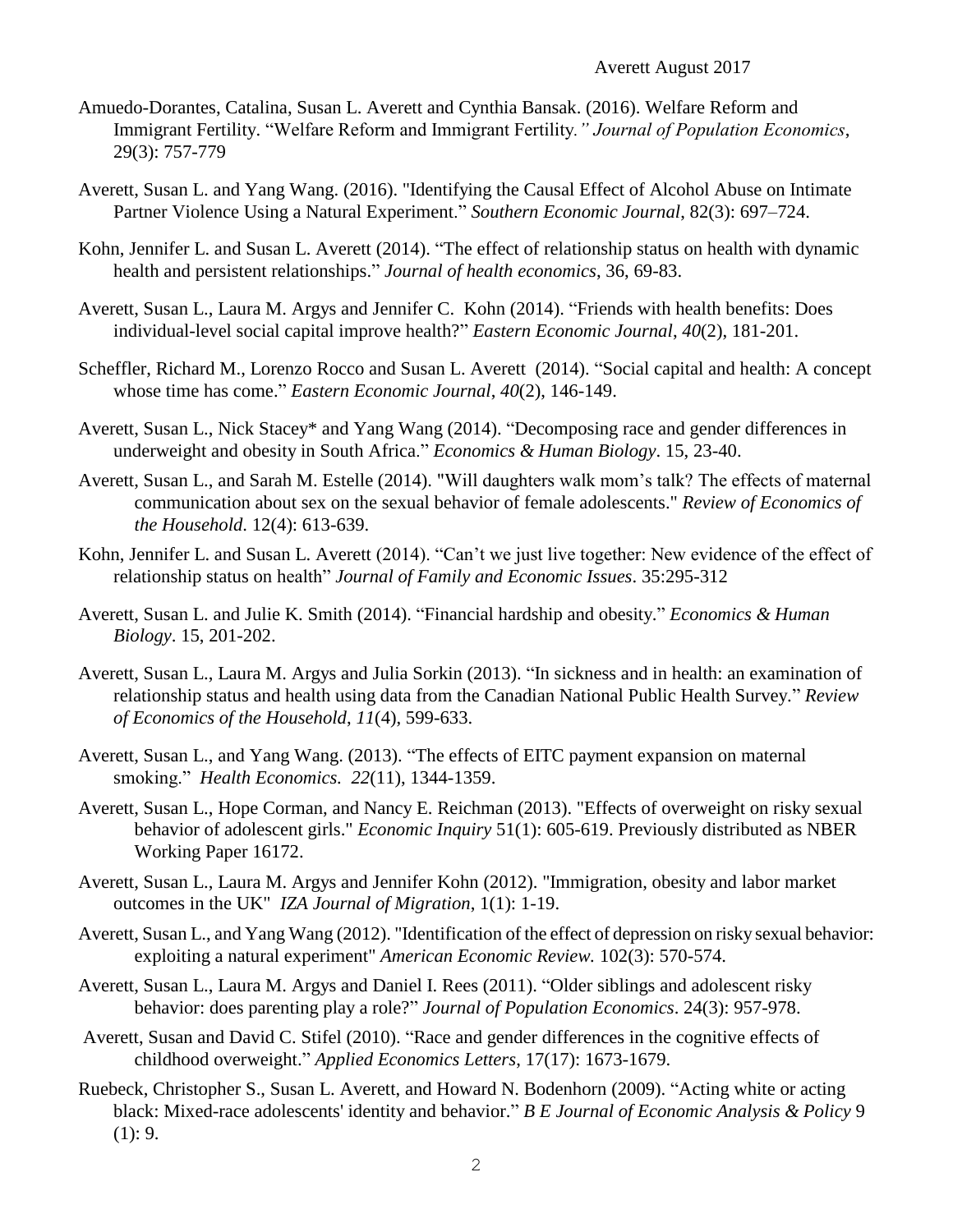Amuedo-Dorantes, Catalina, Susan L. Averett and Cynthia Bansak. (2016). Welfare Reform and Immigrant Fertility. "Welfare Reform and Immigrant Fertility*." Journal of Population Economics*, 29(3): 757-779

Averett, Susan L. and Yang Wang. (2016). "Identifying the Causal Effect of Alcohol Abuse on Intimate Partner Violence Using a Natural Experiment." *Southern Economic Journal*, 82(3): 697–724.

Kohn, Jennifer L. and Susan L. Averett (2014). "The effect of relationship status on health with dynamic health and persistent relationships." *Journal of health economics*, 36, 69-83.

Averett, Susan L., Laura M. Argys and Jennifer C. Kohn (2014). "Friends with health benefits: Does individual-level social capital improve health?" *Eastern Economic Journal*, *40*(2), 181-201.

Scheffler, Richard M., Lorenzo Rocco and Susan L. Averett (2014). "Social capital and health: A concept whose time has come." *Eastern Economic Journal*, *40*(2), 146-149.

Averett, Susan L., Nick Stacey* and Yang Wang (2014). "Decomposing race and gender differences in underweight and obesity in South Africa." *Economics & Human Biology*. 15, 23-40.

Averett, Susan L., and Sarah M. Estelle (2014). "Will daughters walk mom's talk? The effects of maternal communication about sex on the sexual behavior of female adolescents." *Review of Economics of the Household*. 12(4): 613-639.

Kohn, Jennifer L. and Susan L. Averett (2014). "Can't we just live together: New evidence of the effect of relationship status on health" *Journal of Family and Economic Issues*. 35:295-312

Averett, Susan L. and Julie K. Smith (2014). "Financial hardship and obesity." *Economics & Human Biology*. 15, 201-202.

Averett, Susan L., Laura M. Argys and Julia Sorkin (2013). "In sickness and in health: an examination of relationship status and health using data from the Canadian National Public Health Survey." *Review of Economics of the Household*, *11*(4), 599-633.

Averett, Susan L., and Yang Wang. (2013). "The effects of EITC payment expansion on maternal smoking." *Health Economics. 22*(11), 1344-1359.

Averett, Susan L., Hope Corman, and Nancy E. Reichman (2013). "Effects of overweight on risky sexual behavior of adolescent girls." *Economic Inquiry* 51(1): 605-619. Previously distributed as NBER Working Paper 16172.

Averett, Susan L., Laura M. Argys and Jennifer Kohn (2012). "Immigration, obesity and labor market outcomes in the UK" *IZA Journal of Migration*, 1(1): 1-19.

Averett, Susan L., and Yang Wang (2012). "Identification of the effect of depression on risky sexual behavior: exploiting a natural experiment" *American Economic Review.* 102(3): 570-574.

Averett, Susan L., Laura M. Argys and Daniel I. Rees (2011). "Older siblings and adolescent risky behavior: does parenting play a role?" *Journal of Population Economics*. 24(3): 957-978.

Averett, Susan and David C. Stifel (2010). "Race and gender differences in the cognitive effects of childhood overweight." *Applied Economics Letters*, 17(17): 1673-1679.

Ruebeck, Christopher S., Susan L. Averett, and Howard N. Bodenhorn (2009). "Acting white or acting black: Mixed-race adolescents' identity and behavior." *B E Journal of Economic Analysis & Policy* 9 (1): 9.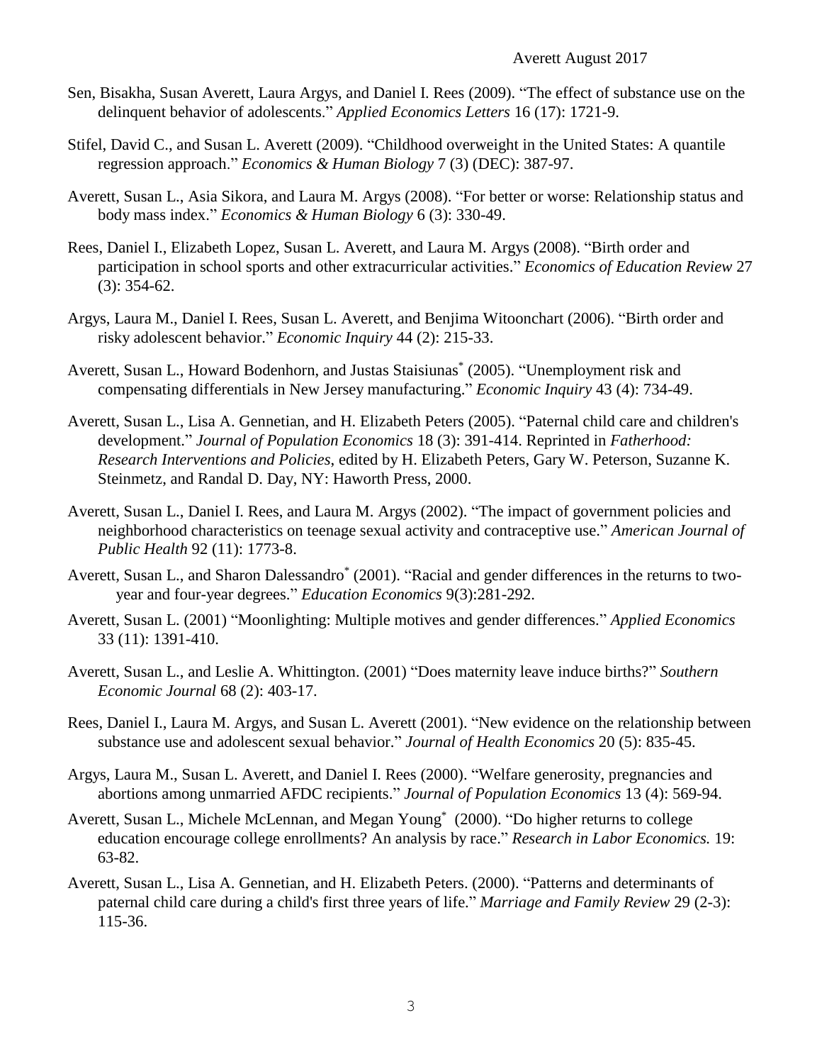Sen, Bisakha, Susan Averett, Laura Argys, and Daniel I. Rees (2009). "The effect of substance use on the delinquent behavior of adolescents." *Applied Economics Letters* 16 (17): 1721-9.

Stifel, David C., and Susan L. Averett (2009). "Childhood overweight in the United States: A quantile regression approach." *Economics & Human Biology* 7 (3) (DEC): 387-97.

Averett, Susan L., Asia Sikora, and Laura M. Argys (2008). "For better or worse: Relationship status and body mass index." *Economics & Human Biology* 6 (3): 330-49.

Rees, Daniel I., Elizabeth Lopez, Susan L. Averett, and Laura M. Argys (2008). "Birth order and participation in school sports and other extracurricular activities." *Economics of Education Review* 27 (3): 354-62.

Argys, Laura M., Daniel I. Rees, Susan L. Averett, and Benjima Witoonchart (2006). "Birth order and risky adolescent behavior." *Economic Inquiry* 44 (2): 215-33.

Averett, Susan L., Howard Bodenhorn, and Justas Staisiunas* (2005). "Unemployment risk and compensating differentials in New Jersey manufacturing." *Economic Inquiry* 43 (4): 734-49.

Averett, Susan L., Lisa A. Gennetian, and H. Elizabeth Peters (2005). "Paternal child care and children's development." *Journal of Population Economics* 18 (3): 391-414. Reprinted in *Fatherhood: Research Interventions and Policies*, edited by H. Elizabeth Peters, Gary W. Peterson, Suzanne K. Steinmetz, and Randal D. Day, NY: Haworth Press, 2000.

Averett, Susan L., Daniel I. Rees, and Laura M. Argys (2002). "The impact of government policies and neighborhood characteristics on teenage sexual activity and contraceptive use." *American Journal of Public Health* 92 (11): 1773-8.

Averett, Susan L., and Sharon Dalessandro* (2001). "Racial and gender differences in the returns to two-year and four-year degrees." *Education Economics* 9(3):281-292.

Averett, Susan L. (2001) "Moonlighting: Multiple motives and gender differences." *Applied Economics* 33 (11): 1391-410.

Averett, Susan L., and Leslie A. Whittington. (2001) "Does maternity leave induce births?" *Southern Economic Journal* 68 (2): 403-17.

Rees, Daniel I., Laura M. Argys, and Susan L. Averett (2001). "New evidence on the relationship between substance use and adolescent sexual behavior." *Journal of Health Economics* 20 (5): 835-45.

Argys, Laura M., Susan L. Averett, and Daniel I. Rees (2000). "Welfare generosity, pregnancies and abortions among unmarried AFDC recipients." *Journal of Population Economics* 13 (4): 569-94.

Averett, Susan L., Michele McLennan, and Megan Young* (2000). "Do higher returns to college education encourage college enrollments? An analysis by race." *Research in Labor Economics.* 19: 63-82.

Averett, Susan L., Lisa A. Gennetian, and H. Elizabeth Peters. (2000). "Patterns and determinants of paternal child care during a child's first three years of life." *Marriage and Family Review* 29 (2-3): 115-36.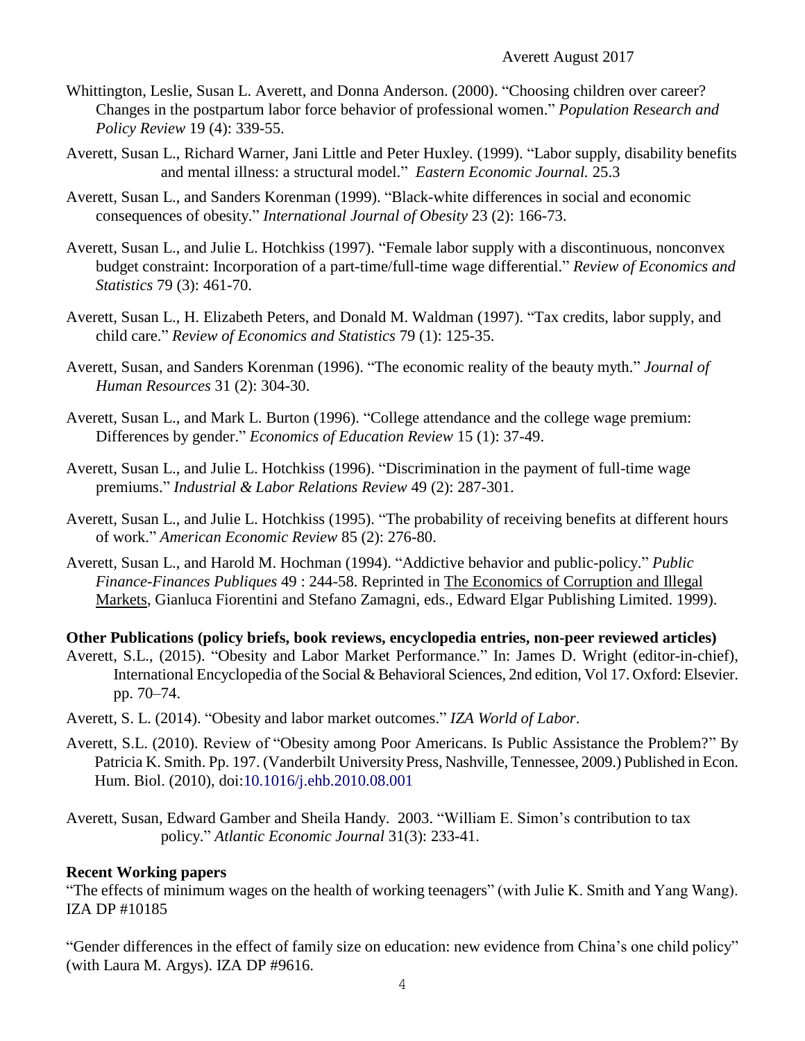Whittington, Leslie, Susan L. Averett, and Donna Anderson. (2000). "Choosing children over career? Changes in the postpartum labor force behavior of professional women." *Population Research and Policy Review* 19 (4): 339-55.

Averett, Susan L., Richard Warner, Jani Little and Peter Huxley. (1999). "Labor supply, disability benefits and mental illness: a structural model." *Eastern Economic Journal.* 25.3

Averett, Susan L., and Sanders Korenman (1999). "Black-white differences in social and economic consequences of obesity." *International Journal of Obesity* 23 (2): 166-73.

Averett, Susan L., and Julie L. Hotchkiss (1997). "Female labor supply with a discontinuous, nonconvex budget constraint: Incorporation of a part-time/full-time wage differential." *Review of Economics and Statistics* 79 (3): 461-70.

Averett, Susan L., H. Elizabeth Peters, and Donald M. Waldman (1997). "Tax credits, labor supply, and child care." *Review of Economics and Statistics* 79 (1): 125-35.

Averett, Susan, and Sanders Korenman (1996). "The economic reality of the beauty myth." *Journal of Human Resources* 31 (2): 304-30.

Averett, Susan L., and Mark L. Burton (1996). "College attendance and the college wage premium: Differences by gender." *Economics of Education Review* 15 (1): 37-49.

Averett, Susan L., and Julie L. Hotchkiss (1996). "Discrimination in the payment of full-time wage premiums." *Industrial & Labor Relations Review* 49 (2): 287-301.

Averett, Susan L., and Julie L. Hotchkiss (1995). "The probability of receiving benefits at different hours of work." *American Economic Review* 85 (2): 276-80.

Averett, Susan L., and Harold M. Hochman (1994). "Addictive behavior and public-policy." *Public Finance-Finances Publiques* 49 : 244-58. Reprinted in The Economics of Corruption and Illegal Markets, Gianluca Fiorentini and Stefano Zamagni, eds., Edward Elgar Publishing Limited. 1999).

**Other Publications (policy briefs, book reviews, encyclopedia entries, non-peer reviewed articles)**

Averett, S.L., (2015). "Obesity and Labor Market Performance." In: James D. Wright (editor-in-chief), International Encyclopedia of the Social & Behavioral Sciences, 2nd edition, Vol 17. Oxford: Elsevier. pp. 70–74.

Averett, S. L. (2014). "Obesity and labor market outcomes." *IZA World of Labor*.

Averett, S.L. (2010). Review of "Obesity among Poor Americans. Is Public Assistance the Problem?" By Patricia K. Smith. Pp. 197. (Vanderbilt University Press, Nashville, Tennessee, 2009.) Published in Econ. Hum. Biol. (2010), doi:10.1016/j.ehb.2010.08.001

Averett, Susan, Edward Gamber and Sheila Handy. 2003. "William E. Simon's contribution to tax policy." *Atlantic Economic Journal* 31(3): 233-41.

**Recent Working papers**

"The effects of minimum wages on the health of working teenagers" (with Julie K. Smith and Yang Wang). IZA DP #10185

"Gender differences in the effect of family size on education: new evidence from China's one child policy" (with Laura M. Argys). IZA DP #9616.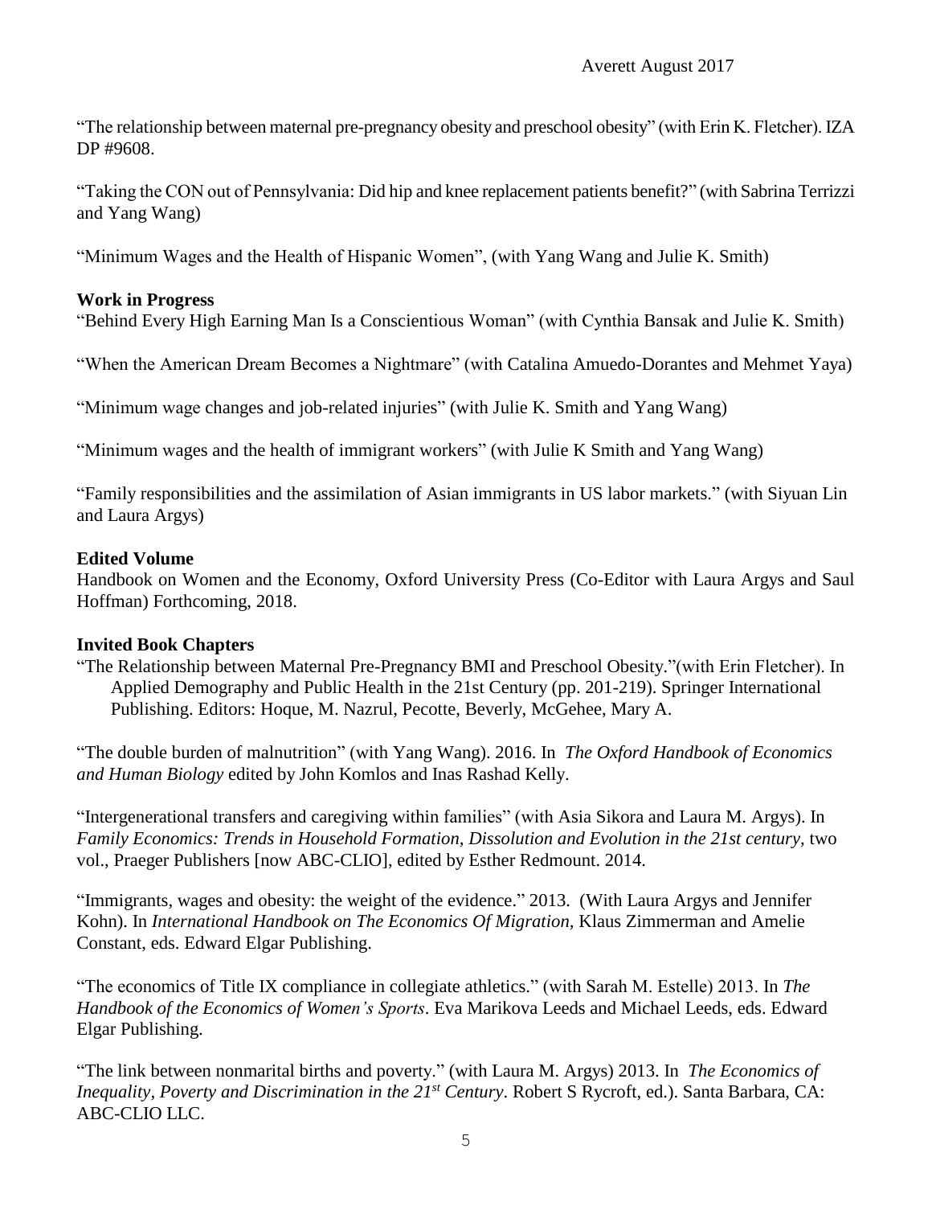"The relationship between maternal pre-pregnancy obesity and preschool obesity" (with Erin K. Fletcher). IZA DP #9608.

"Taking the CON out of Pennsylvania: Did hip and knee replacement patients benefit?" (with Sabrina Terrizzi and Yang Wang)

"Minimum Wages and the Health of Hispanic Women", (with Yang Wang and Julie K. Smith)

**Work in Progress**

"Behind Every High Earning Man Is a Conscientious Woman" (with Cynthia Bansak and Julie K. Smith)

"When the American Dream Becomes a Nightmare" (with Catalina Amuedo-Dorantes and Mehmet Yaya)

"Minimum wage changes and job-related injuries" (with Julie K. Smith and Yang Wang)

"Minimum wages and the health of immigrant workers" (with Julie K Smith and Yang Wang)

"Family responsibilities and the assimilation of Asian immigrants in US labor markets." (with Siyuan Lin and Laura Argys)

**Edited Volume**

Handbook on Women and the Economy, Oxford University Press (Co-Editor with Laura Argys and Saul Hoffman) Forthcoming, 2018.

**Invited Book Chapters**

"The Relationship between Maternal Pre-Pregnancy BMI and Preschool Obesity."(with Erin Fletcher). In Applied Demography and Public Health in the 21st Century (pp. 201-219). Springer International Publishing. Editors: Hoque, M. Nazrul, Pecotte, Beverly, McGehee, Mary A.

"The double burden of malnutrition" (with Yang Wang). 2016. In *The Oxford Handbook of Economics and Human Biology* edited by John Komlos and Inas Rashad Kelly.

"Intergenerational transfers and caregiving within families" (with Asia Sikora and Laura M. Argys). In *Family Economics: Trends in Household Formation, Dissolution and Evolution in the 21st century*, two vol., Praeger Publishers [now ABC-CLIO], edited by Esther Redmount. 2014.

"Immigrants, wages and obesity: the weight of the evidence." 2013. (With Laura Argys and Jennifer Kohn). In *International Handbook on The Economics Of Migration,* Klaus Zimmerman and Amelie Constant, eds. Edward Elgar Publishing.

"The economics of Title IX compliance in collegiate athletics." (with Sarah M. Estelle) 2013. In *The Handbook of the Economics of Women's Sports*. Eva Marikova Leeds and Michael Leeds, eds. Edward Elgar Publishing.

"The link between nonmarital births and poverty." (with Laura M. Argys) 2013. In *The Economics of Inequality, Poverty and Discrimination in the 21st Century*. Robert S Rycroft, ed.). Santa Barbara, CA: ABC-CLIO LLC.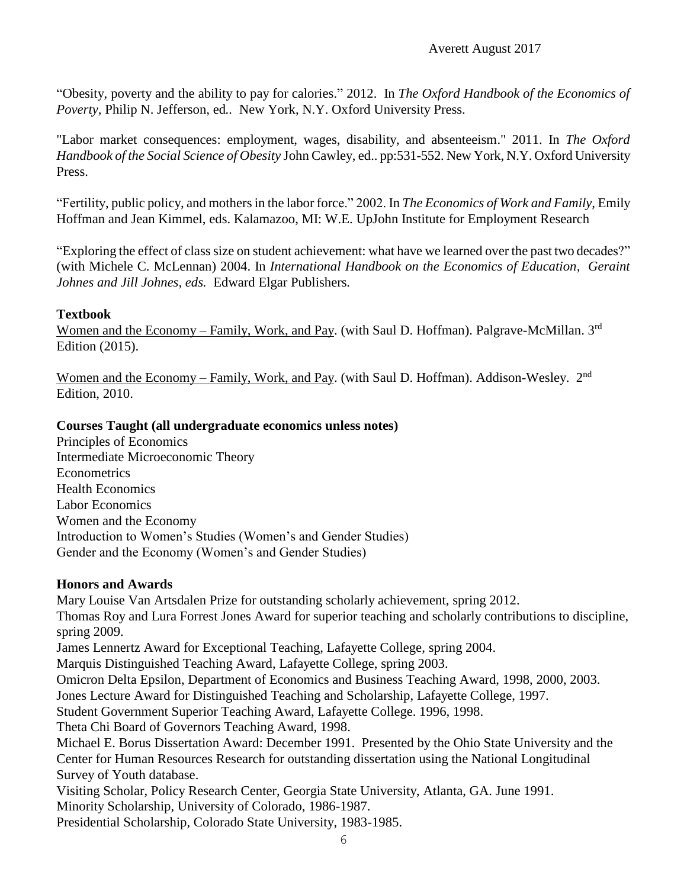"Obesity, poverty and the ability to pay for calories." 2012. In *The Oxford Handbook of the Economics of Poverty,* Philip N. Jefferson, ed.. New York, N.Y. Oxford University Press.

"Labor market consequences: employment, wages, disability, and absenteeism." 2011. In *The Oxford Handbook of the Social Science of Obesity* John Cawley, ed.. pp:531-552. New York, N.Y. Oxford University Press.

"Fertility, public policy, and mothers in the labor force." 2002. In *The Economics of Work and Family,* Emily Hoffman and Jean Kimmel, eds. Kalamazoo, MI: W.E. UpJohn Institute for Employment Research

"Exploring the effect of class size on student achievement: what have we learned over the past two decades?" (with Michele C. McLennan) 2004. In *International Handbook on the Economics of Education, Geraint Johnes and Jill Johnes, eds.* Edward Elgar Publishers.

**Textbook**

<u>Women and the Economy – Family, Work, and Pay</u>. (with Saul D. Hoffman). Palgrave-McMillan. 3rd Edition (2015).

<u>Women and the Economy – Family, Work, and Pay</u>. (with Saul D. Hoffman). Addison-Wesley. 2nd Edition, 2010.

**Courses Taught (all undergraduate economics unless notes)**

Principles of Economics
Intermediate Microeconomic Theory
Econometrics
Health Economics
Labor Economics
Women and the Economy
Introduction to Women's Studies (Women's and Gender Studies)
Gender and the Economy (Women's and Gender Studies)

**Honors and Awards**

Mary Louise Van Artsdalen Prize for outstanding scholarly achievement, spring 2012.
Thomas Roy and Lura Forrest Jones Award for superior teaching and scholarly contributions to discipline, spring 2009.
James Lennertz Award for Exceptional Teaching, Lafayette College, spring 2004.
Marquis Distinguished Teaching Award, Lafayette College, spring 2003.
Omicron Delta Epsilon, Department of Economics and Business Teaching Award, 1998, 2000, 2003.
Jones Lecture Award for Distinguished Teaching and Scholarship, Lafayette College, 1997.
Student Government Superior Teaching Award, Lafayette College. 1996, 1998.
Theta Chi Board of Governors Teaching Award, 1998.
Michael E. Borus Dissertation Award: December 1991. Presented by the Ohio State University and the Center for Human Resources Research for outstanding dissertation using the National Longitudinal Survey of Youth database.
Visiting Scholar, Policy Research Center, Georgia State University, Atlanta, GA. June 1991.
Minority Scholarship, University of Colorado, 1986-1987.
Presidential Scholarship, Colorado State University, 1983-1985.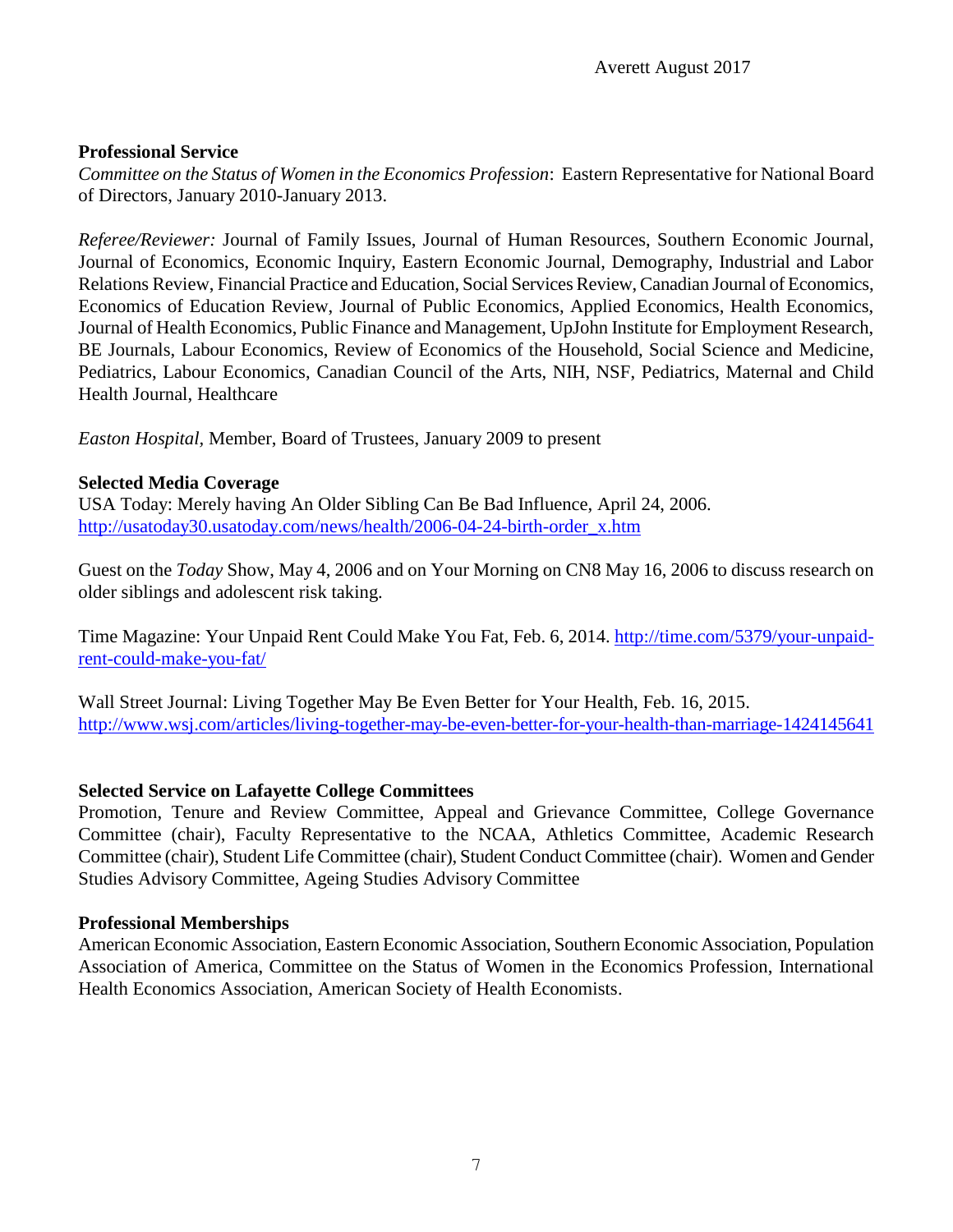**Professional Service**

*Committee on the Status of Women in the Economics Profession*: Eastern Representative for National Board of Directors, January 2010-January 2013.

*Referee/Reviewer:* Journal of Family Issues, Journal of Human Resources, Southern Economic Journal, Journal of Economics, Economic Inquiry, Eastern Economic Journal, Demography, Industrial and Labor Relations Review, Financial Practice and Education, Social Services Review, Canadian Journal of Economics, Economics of Education Review, Journal of Public Economics, Applied Economics, Health Economics, Journal of Health Economics, Public Finance and Management, UpJohn Institute for Employment Research, BE Journals, Labour Economics, Review of Economics of the Household, Social Science and Medicine, Pediatrics, Labour Economics, Canadian Council of the Arts, NIH, NSF, Pediatrics, Maternal and Child Health Journal, Healthcare

*Easton Hospital*, Member, Board of Trustees, January 2009 to present

**Selected Media Coverage**

USA Today: Merely having An Older Sibling Can Be Bad Influence, April 24, 2006.
http://usatoday30.usatoday.com/news/health/2006-04-24-birth-order_x.htm

Guest on the *Today* Show, May 4, 2006 and on Your Morning on CN8 May 16, 2006 to discuss research on older siblings and adolescent risk taking.

Time Magazine: Your Unpaid Rent Could Make You Fat, Feb. 6, 2014. http://time.com/5379/your-unpaid-rent-could-make-you-fat/

Wall Street Journal: Living Together May Be Even Better for Your Health, Feb. 16, 2015.
http://www.wsj.com/articles/living-together-may-be-even-better-for-your-health-than-marriage-1424145641

**Selected Service on Lafayette College Committees**

Promotion, Tenure and Review Committee, Appeal and Grievance Committee, College Governance Committee (chair), Faculty Representative to the NCAA, Athletics Committee, Academic Research Committee (chair), Student Life Committee (chair), Student Conduct Committee (chair). Women and Gender Studies Advisory Committee, Ageing Studies Advisory Committee

**Professional Memberships**

American Economic Association, Eastern Economic Association, Southern Economic Association, Population Association of America, Committee on the Status of Women in the Economics Profession, International Health Economics Association, American Society of Health Economists.